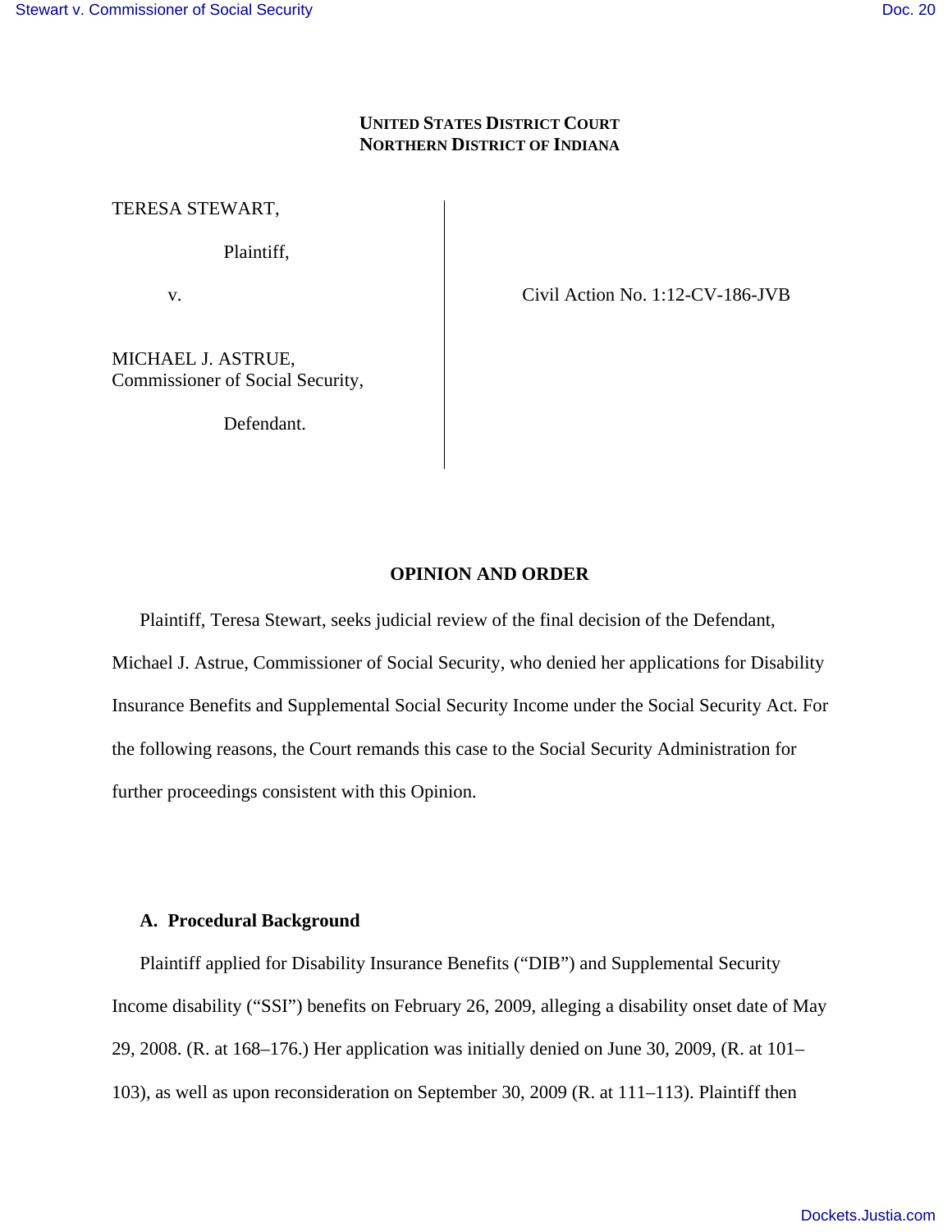**UNITED STATES DISTRICT COURT**
**NORTHERN DISTRICT OF INDIANA**

| | |
|---|---|
| TERESA STEWART,<br><br>Plaintiff,<br><br>v.<br><br>MICHAEL J. ASTRUE,<br>Commissioner of Social Security,<br><br>Defendant. | Civil Action No. 1:12-CV-186-JVB |

**OPINION AND ORDER**

Plaintiff, Teresa Stewart, seeks judicial review of the final decision of the Defendant, Michael J. Astrue, Commissioner of Social Security, who denied her applications for Disability Insurance Benefits and Supplemental Social Security Income under the Social Security Act. For the following reasons, the Court remands this case to the Social Security Administration for further proceedings consistent with this Opinion.

**A. Procedural Background**

Plaintiff applied for Disability Insurance Benefits ("DIB") and Supplemental Security Income disability ("SSI") benefits on February 26, 2009, alleging a disability onset date of May 29, 2008. (R. at 168–176.) Her application was initially denied on June 30, 2009, (R. at 101–103), as well as upon reconsideration on September 30, 2009 (R. at 111–113). Plaintiff then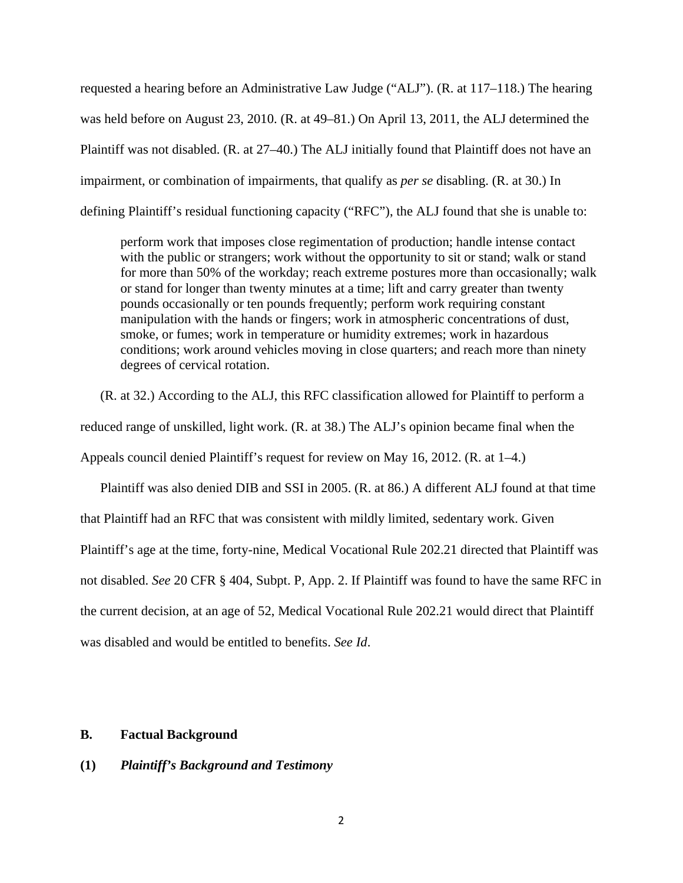requested a hearing before an Administrative Law Judge ("ALJ"). (R. at 117–118.) The hearing was held before on August 23, 2010. (R. at 49–81.) On April 13, 2011, the ALJ determined the Plaintiff was not disabled. (R. at 27–40.) The ALJ initially found that Plaintiff does not have an impairment, or combination of impairments, that qualify as *per se* disabling. (R. at 30.) In defining Plaintiff's residual functioning capacity ("RFC"), the ALJ found that she is unable to:

> perform work that imposes close regimentation of production; handle intense contact with the public or strangers; work without the opportunity to sit or stand; walk or stand for more than 50% of the workday; reach extreme postures more than occasionally; walk or stand for longer than twenty minutes at a time; lift and carry greater than twenty pounds occasionally or ten pounds frequently; perform work requiring constant manipulation with the hands or fingers; work in atmospheric concentrations of dust, smoke, or fumes; work in temperature or humidity extremes; work in hazardous conditions; work around vehicles moving in close quarters; and reach more than ninety degrees of cervical rotation.

(R. at 32.) According to the ALJ, this RFC classification allowed for Plaintiff to perform a reduced range of unskilled, light work. (R. at 38.) The ALJ's opinion became final when the Appeals council denied Plaintiff's request for review on May 16, 2012. (R. at 1–4.)

Plaintiff was also denied DIB and SSI in 2005. (R. at 86.) A different ALJ found at that time that Plaintiff had an RFC that was consistent with mildly limited, sedentary work. Given Plaintiff's age at the time, forty-nine, Medical Vocational Rule 202.21 directed that Plaintiff was not disabled. *See* 20 CFR § 404, Subpt. P, App. 2. If Plaintiff was found to have the same RFC in the current decision, at an age of 52, Medical Vocational Rule 202.21 would direct that Plaintiff was disabled and would be entitled to benefits. *See Id*.

### B. Factual Background

#### (1) *Plaintiff's Background and Testimony*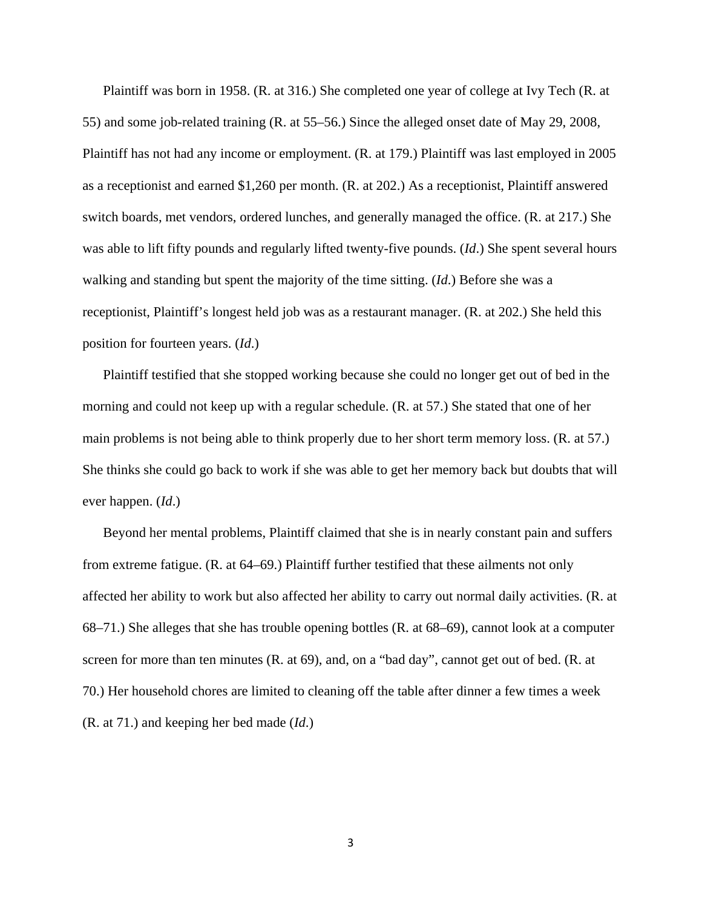Plaintiff was born in 1958. (R. at 316.) She completed one year of college at Ivy Tech (R. at 55) and some job-related training (R. at 55–56.) Since the alleged onset date of May 29, 2008, Plaintiff has not had any income or employment. (R. at 179.) Plaintiff was last employed in 2005 as a receptionist and earned $1,260 per month. (R. at 202.) As a receptionist, Plaintiff answered switch boards, met vendors, ordered lunches, and generally managed the office. (R. at 217.) She was able to lift fifty pounds and regularly lifted twenty-five pounds. (*Id*.) She spent several hours walking and standing but spent the majority of the time sitting. (*Id*.) Before she was a receptionist, Plaintiff's longest held job was as a restaurant manager. (R. at 202.) She held this position for fourteen years. (*Id*.)

Plaintiff testified that she stopped working because she could no longer get out of bed in the morning and could not keep up with a regular schedule. (R. at 57.) She stated that one of her main problems is not being able to think properly due to her short term memory loss. (R. at 57.) She thinks she could go back to work if she was able to get her memory back but doubts that will ever happen. (*Id*.)

Beyond her mental problems, Plaintiff claimed that she is in nearly constant pain and suffers from extreme fatigue. (R. at 64–69.) Plaintiff further testified that these ailments not only affected her ability to work but also affected her ability to carry out normal daily activities. (R. at 68–71.) She alleges that she has trouble opening bottles (R. at 68–69), cannot look at a computer screen for more than ten minutes (R. at 69), and, on a "bad day", cannot get out of bed. (R. at 70.) Her household chores are limited to cleaning off the table after dinner a few times a week (R. at 71.) and keeping her bed made (*Id.*)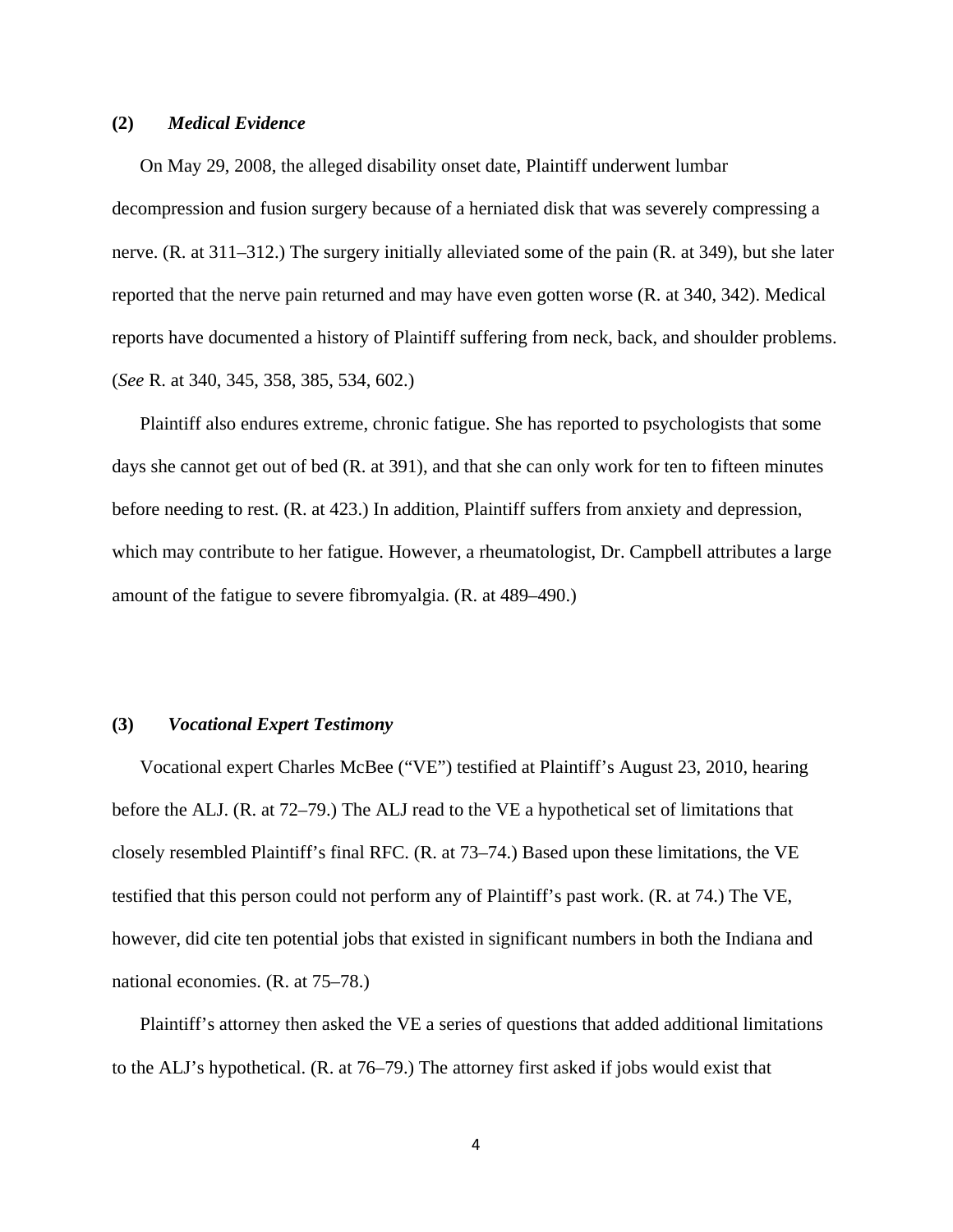**(2)** ***Medical Evidence***

On May 29, 2008, the alleged disability onset date, Plaintiff underwent lumbar decompression and fusion surgery because of a herniated disk that was severely compressing a nerve. (R. at 311–312.) The surgery initially alleviated some of the pain (R. at 349), but she later reported that the nerve pain returned and may have even gotten worse (R. at 340, 342). Medical reports have documented a history of Plaintiff suffering from neck, back, and shoulder problems. (*See* R. at 340, 345, 358, 385, 534, 602.)

Plaintiff also endures extreme, chronic fatigue. She has reported to psychologists that some days she cannot get out of bed (R. at 391), and that she can only work for ten to fifteen minutes before needing to rest. (R. at 423.) In addition, Plaintiff suffers from anxiety and depression, which may contribute to her fatigue. However, a rheumatologist, Dr. Campbell attributes a large amount of the fatigue to severe fibromyalgia. (R. at 489–490.)

**(3)** ***Vocational Expert Testimony***

Vocational expert Charles McBee ("VE") testified at Plaintiff's August 23, 2010, hearing before the ALJ. (R. at 72–79.) The ALJ read to the VE a hypothetical set of limitations that closely resembled Plaintiff's final RFC. (R. at 73–74.) Based upon these limitations, the VE testified that this person could not perform any of Plaintiff's past work. (R. at 74.) The VE, however, did cite ten potential jobs that existed in significant numbers in both the Indiana and national economies. (R. at 75–78.)

Plaintiff's attorney then asked the VE a series of questions that added additional limitations to the ALJ's hypothetical. (R. at 76–79.) The attorney first asked if jobs would exist that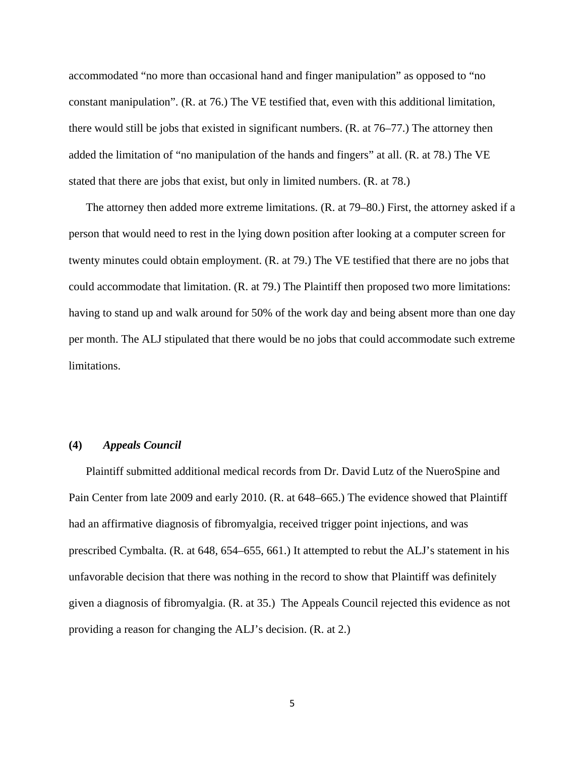accommodated “no more than occasional hand and finger manipulation” as opposed to “no constant manipulation”. (R. at 76.) The VE testified that, even with this additional limitation, there would still be jobs that existed in significant numbers. (R. at 76–77.) The attorney then added the limitation of “no manipulation of the hands and fingers” at all. (R. at 78.) The VE stated that there are jobs that exist, but only in limited numbers. (R. at 78.)

The attorney then added more extreme limitations. (R. at 79–80.) First, the attorney asked if a person that would need to rest in the lying down position after looking at a computer screen for twenty minutes could obtain employment. (R. at 79.) The VE testified that there are no jobs that could accommodate that limitation. (R. at 79.) The Plaintiff then proposed two more limitations: having to stand up and walk around for 50% of the work day and being absent more than one day per month. The ALJ stipulated that there would be no jobs that could accommodate such extreme limitations.

**(4)** ***Appeals Council***

Plaintiff submitted additional medical records from Dr. David Lutz of the NueroSpine and Pain Center from late 2009 and early 2010. (R. at 648–665.) The evidence showed that Plaintiff had an affirmative diagnosis of fibromyalgia, received trigger point injections, and was prescribed Cymbalta. (R. at 648, 654–655, 661.) It attempted to rebut the ALJ’s statement in his unfavorable decision that there was nothing in the record to show that Plaintiff was definitely given a diagnosis of fibromyalgia. (R. at 35.) The Appeals Council rejected this evidence as not providing a reason for changing the ALJ’s decision. (R. at 2.)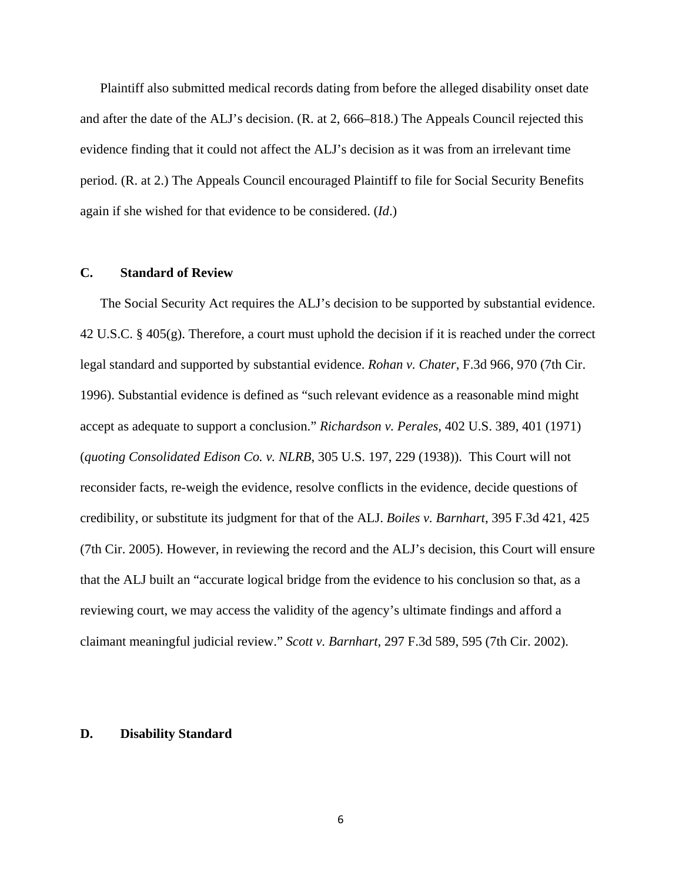Plaintiff also submitted medical records dating from before the alleged disability onset date and after the date of the ALJ's decision. (R. at 2, 666–818.) The Appeals Council rejected this evidence finding that it could not affect the ALJ's decision as it was from an irrelevant time period. (R. at 2.) The Appeals Council encouraged Plaintiff to file for Social Security Benefits again if she wished for that evidence to be considered. (*Id*.)

## C. Standard of Review

The Social Security Act requires the ALJ's decision to be supported by substantial evidence. 42 U.S.C. § 405(g). Therefore, a court must uphold the decision if it is reached under the correct legal standard and supported by substantial evidence. *Rohan v. Chater*, F.3d 966, 970 (7th Cir. 1996). Substantial evidence is defined as "such relevant evidence as a reasonable mind might accept as adequate to support a conclusion." *Richardson v. Perales*, 402 U.S. 389, 401 (1971) (*quoting Consolidated Edison Co. v. NLRB*, 305 U.S. 197, 229 (1938)). This Court will not reconsider facts, re-weigh the evidence, resolve conflicts in the evidence, decide questions of credibility, or substitute its judgment for that of the ALJ. *Boiles v. Barnhart*, 395 F.3d 421, 425 (7th Cir. 2005). However, in reviewing the record and the ALJ's decision, this Court will ensure that the ALJ built an "accurate logical bridge from the evidence to his conclusion so that, as a reviewing court, we may access the validity of the agency's ultimate findings and afford a claimant meaningful judicial review." *Scott v. Barnhart*, 297 F.3d 589, 595 (7th Cir. 2002).

## D. Disability Standard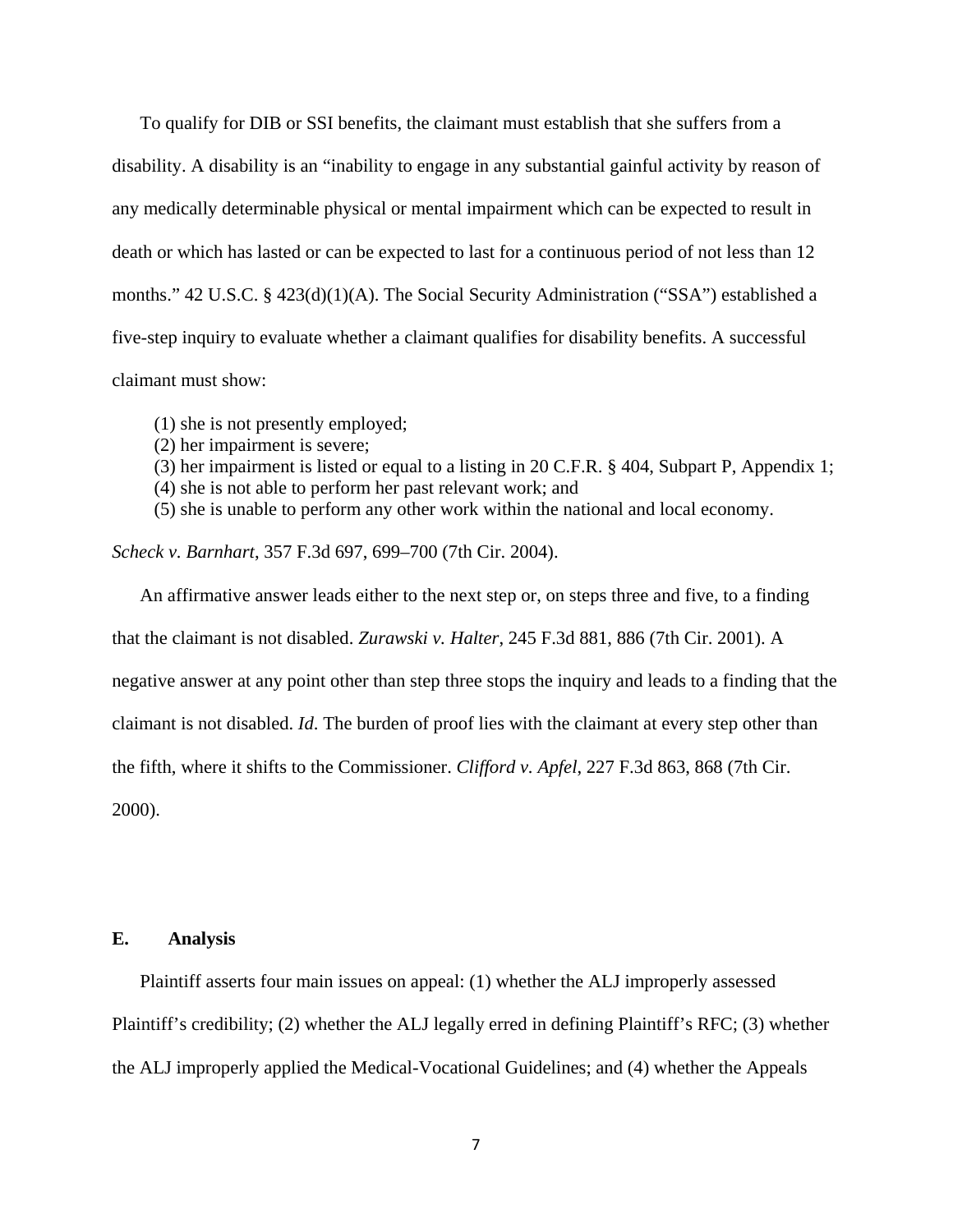To qualify for DIB or SSI benefits, the claimant must establish that she suffers from a disability. A disability is an "inability to engage in any substantial gainful activity by reason of any medically determinable physical or mental impairment which can be expected to result in death or which has lasted or can be expected to last for a continuous period of not less than 12 months." 42 U.S.C. § 423(d)(1)(A). The Social Security Administration ("SSA") established a five-step inquiry to evaluate whether a claimant qualifies for disability benefits. A successful claimant must show:

(1) she is not presently employed;
(2) her impairment is severe;
(3) her impairment is listed or equal to a listing in 20 C.F.R. § 404, Subpart P, Appendix 1;
(4) she is not able to perform her past relevant work; and
(5) she is unable to perform any other work within the national and local economy.

*Scheck v. Barnhart*, 357 F.3d 697, 699–700 (7th Cir. 2004).

An affirmative answer leads either to the next step or, on steps three and five, to a finding that the claimant is not disabled. *Zurawski v. Halter*, 245 F.3d 881, 886 (7th Cir. 2001). A negative answer at any point other than step three stops the inquiry and leads to a finding that the claimant is not disabled. *Id*. The burden of proof lies with the claimant at every step other than the fifth, where it shifts to the Commissioner. *Clifford v. Apfel*, 227 F.3d 863, 868 (7th Cir. 2000).

### E. Analysis

Plaintiff asserts four main issues on appeal: (1) whether the ALJ improperly assessed Plaintiff's credibility; (2) whether the ALJ legally erred in defining Plaintiff's RFC; (3) whether the ALJ improperly applied the Medical-Vocational Guidelines; and (4) whether the Appeals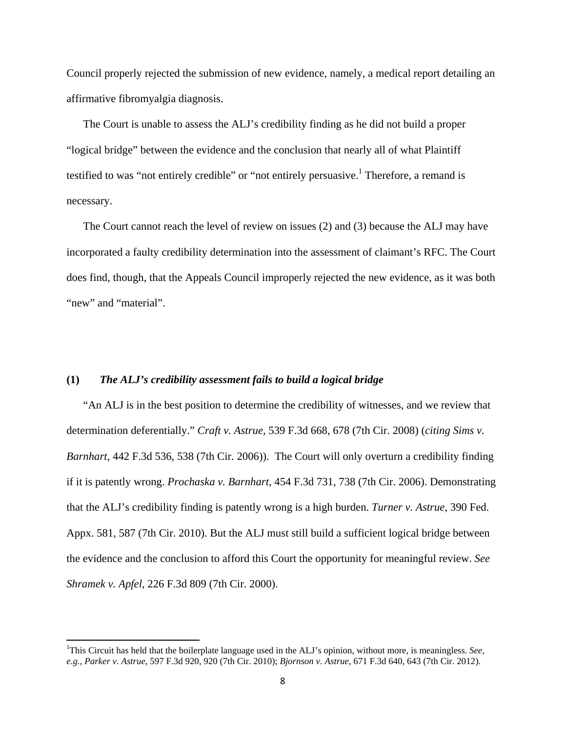Council properly rejected the submission of new evidence, namely, a medical report detailing an affirmative fibromyalgia diagnosis.

The Court is unable to assess the ALJ's credibility finding as he did not build a proper "logical bridge" between the evidence and the conclusion that nearly all of what Plaintiff testified to was "not entirely credible" or "not entirely persuasive.[1] Therefore, a remand is necessary.

The Court cannot reach the level of review on issues (2) and (3) because the ALJ may have incorporated a faulty credibility determination into the assessment of claimant's RFC. The Court does find, though, that the Appeals Council improperly rejected the new evidence, as it was both "new" and "material".

### (1) *The ALJ's credibility assessment fails to build a logical bridge*

"An ALJ is in the best position to determine the credibility of witnesses, and we review that determination deferentially." *Craft v. Astrue*, 539 F.3d 668, 678 (7th Cir. 2008) (*citing Sims v. Barnhart*, 442 F.3d 536, 538 (7th Cir. 2006)). The Court will only overturn a credibility finding if it is patently wrong. *Prochaska v. Barnhart*, 454 F.3d 731, 738 (7th Cir. 2006). Demonstrating that the ALJ's credibility finding is patently wrong is a high burden. *Turner v. Astrue*, 390 Fed. Appx. 581, 587 (7th Cir. 2010). But the ALJ must still build a sufficient logical bridge between the evidence and the conclusion to afford this Court the opportunity for meaningful review. *See Shramek v. Apfel*, 226 F.3d 809 (7th Cir. 2000).

---

[1]This Circuit has held that the boilerplate language used in the ALJ's opinion, without more, is meaningless. *See, e.g., Parker v. Astrue*, 597 F.3d 920, 920 (7th Cir. 2010); *Bjornson v. Astrue*, 671 F.3d 640, 643 (7th Cir. 2012).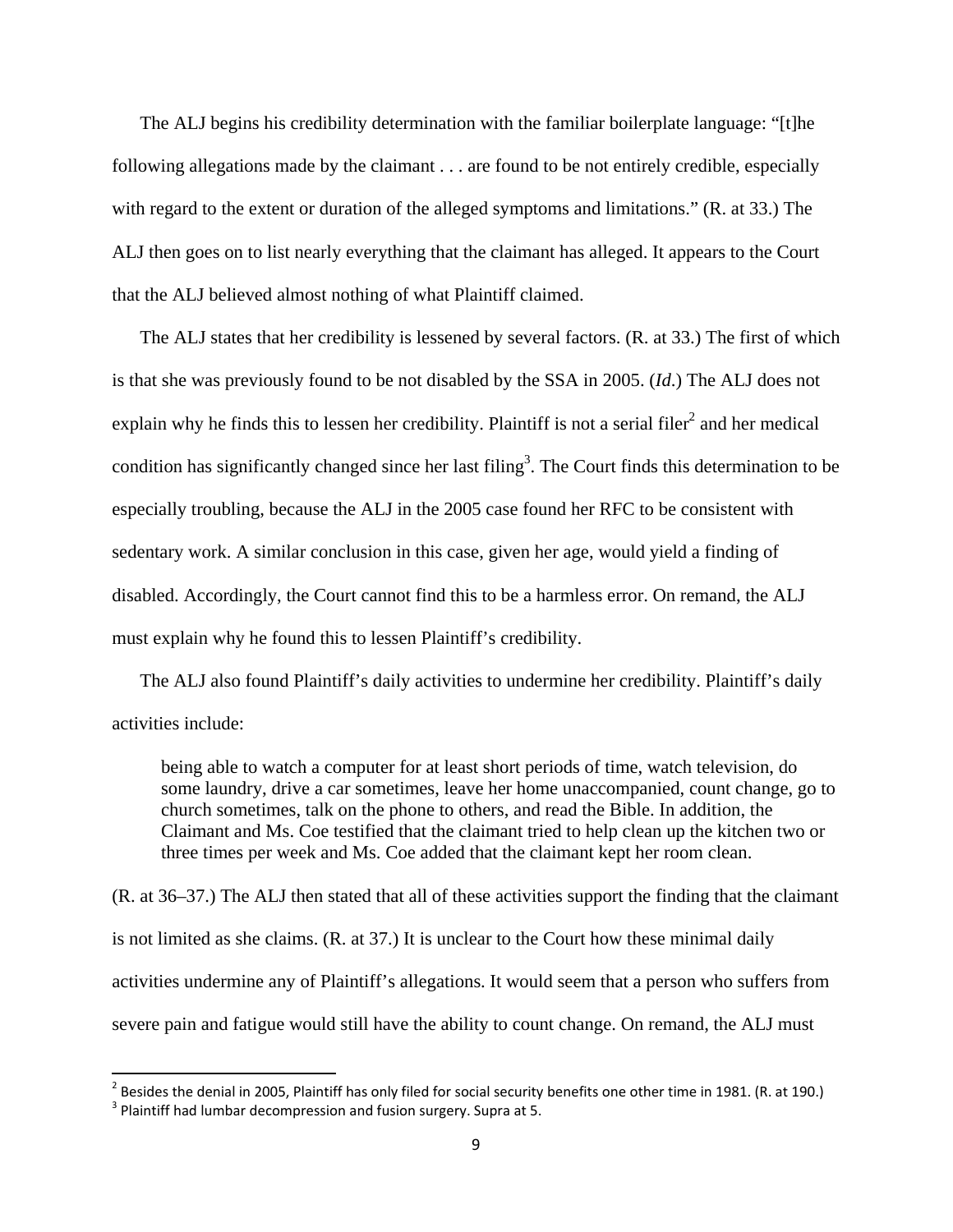The ALJ begins his credibility determination with the familiar boilerplate language: "[t]he following allegations made by the claimant . . . are found to be not entirely credible, especially with regard to the extent or duration of the alleged symptoms and limitations." (R. at 33.) The ALJ then goes on to list nearly everything that the claimant has alleged. It appears to the Court that the ALJ believed almost nothing of what Plaintiff claimed.

The ALJ states that her credibility is lessened by several factors. (R. at 33.) The first of which is that she was previously found to be not disabled by the SSA in 2005. (*Id*.) The ALJ does not explain why he finds this to lessen her credibility. Plaintiff is not a serial filer[2] and her medical condition has significantly changed since her last filing[3]. The Court finds this determination to be especially troubling, because the ALJ in the 2005 case found her RFC to be consistent with sedentary work. A similar conclusion in this case, given her age, would yield a finding of disabled. Accordingly, the Court cannot find this to be a harmless error. On remand, the ALJ must explain why he found this to lessen Plaintiff's credibility.

The ALJ also found Plaintiff's daily activities to undermine her credibility. Plaintiff's daily activities include:

> being able to watch a computer for at least short periods of time, watch television, do some laundry, drive a car sometimes, leave her home unaccompanied, count change, go to church sometimes, talk on the phone to others, and read the Bible. In addition, the Claimant and Ms. Coe testified that the claimant tried to help clean up the kitchen two or three times per week and Ms. Coe added that the claimant kept her room clean.

(R. at 36–37.) The ALJ then stated that all of these activities support the finding that the claimant is not limited as she claims. (R. at 37.) It is unclear to the Court how these minimal daily activities undermine any of Plaintiff's allegations. It would seem that a person who suffers from severe pain and fatigue would still have the ability to count change. On remand, the ALJ must

---

[2] Besides the denial in 2005, Plaintiff has only filed for social security benefits one other time in 1981. (R. at 190.)

[3] Plaintiff had lumbar decompression and fusion surgery. Supra at 5.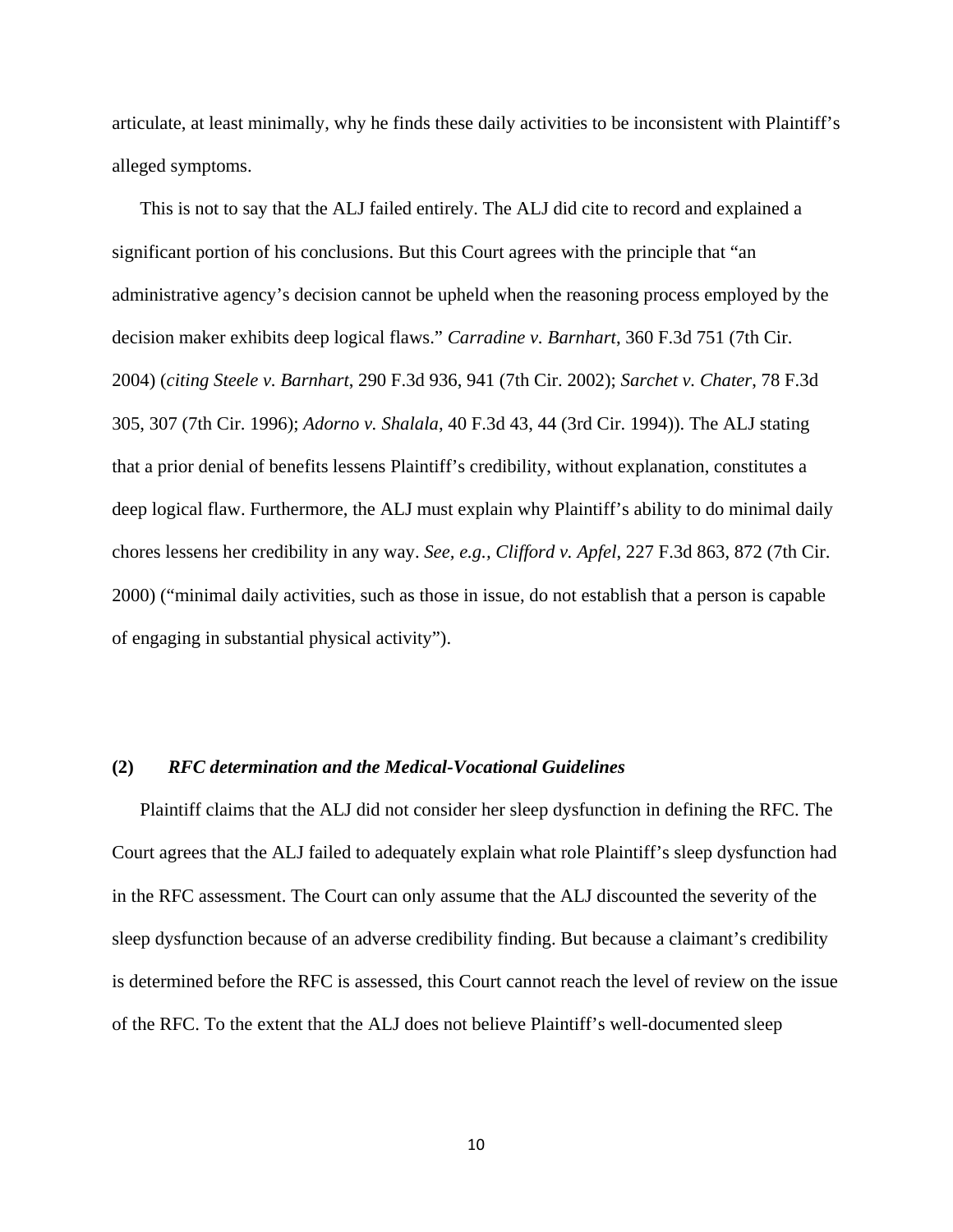articulate, at least minimally, why he finds these daily activities to be inconsistent with Plaintiff's alleged symptoms.

This is not to say that the ALJ failed entirely. The ALJ did cite to record and explained a significant portion of his conclusions. But this Court agrees with the principle that "an administrative agency's decision cannot be upheld when the reasoning process employed by the decision maker exhibits deep logical flaws." *Carradine v. Barnhart*, 360 F.3d 751 (7th Cir. 2004) (*citing Steele v. Barnhart*, 290 F.3d 936, 941 (7th Cir. 2002); *Sarchet v. Chater*, 78 F.3d 305, 307 (7th Cir. 1996); *Adorno v. Shalala*, 40 F.3d 43, 44 (3rd Cir. 1994)). The ALJ stating that a prior denial of benefits lessens Plaintiff's credibility, without explanation, constitutes a deep logical flaw. Furthermore, the ALJ must explain why Plaintiff's ability to do minimal daily chores lessens her credibility in any way. *See, e.g., Clifford v. Apfel*, 227 F.3d 863, 872 (7th Cir. 2000) ("minimal daily activities, such as those in issue, do not establish that a person is capable of engaging in substantial physical activity").

**(2)** ***RFC determination and the Medical-Vocational Guidelines***

Plaintiff claims that the ALJ did not consider her sleep dysfunction in defining the RFC. The Court agrees that the ALJ failed to adequately explain what role Plaintiff's sleep dysfunction had in the RFC assessment. The Court can only assume that the ALJ discounted the severity of the sleep dysfunction because of an adverse credibility finding. But because a claimant's credibility is determined before the RFC is assessed, this Court cannot reach the level of review on the issue of the RFC. To the extent that the ALJ does not believe Plaintiff's well-documented sleep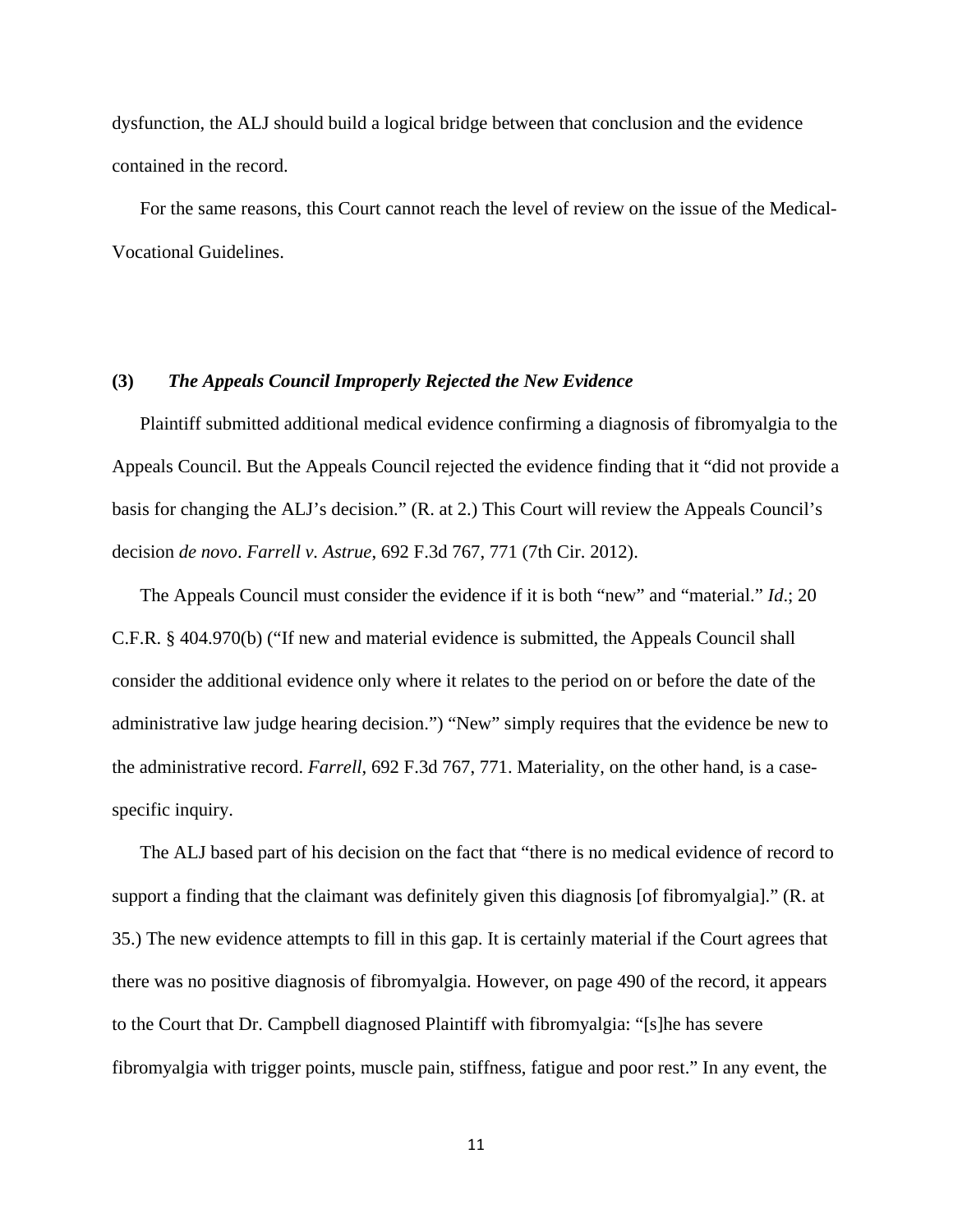dysfunction, the ALJ should build a logical bridge between that conclusion and the evidence contained in the record.

For the same reasons, this Court cannot reach the level of review on the issue of the Medical-Vocational Guidelines.

**(3)** ***The Appeals Council Improperly Rejected the New Evidence***

Plaintiff submitted additional medical evidence confirming a diagnosis of fibromyalgia to the Appeals Council. But the Appeals Council rejected the evidence finding that it "did not provide a basis for changing the ALJ's decision." (R. at 2.) This Court will review the Appeals Council's decision *de novo*. *Farrell v. Astrue*, 692 F.3d 767, 771 (7th Cir. 2012).

The Appeals Council must consider the evidence if it is both "new" and "material." *Id*.; 20 C.F.R. § 404.970(b) ("If new and material evidence is submitted, the Appeals Council shall consider the additional evidence only where it relates to the period on or before the date of the administrative law judge hearing decision.") "New" simply requires that the evidence be new to the administrative record. *Farrell*, 692 F.3d 767, 771. Materiality, on the other hand, is a case-specific inquiry.

The ALJ based part of his decision on the fact that "there is no medical evidence of record to support a finding that the claimant was definitely given this diagnosis [of fibromyalgia]." (R. at 35.) The new evidence attempts to fill in this gap. It is certainly material if the Court agrees that there was no positive diagnosis of fibromyalgia. However, on page 490 of the record, it appears to the Court that Dr. Campbell diagnosed Plaintiff with fibromyalgia: "[s]he has severe fibromyalgia with trigger points, muscle pain, stiffness, fatigue and poor rest." In any event, the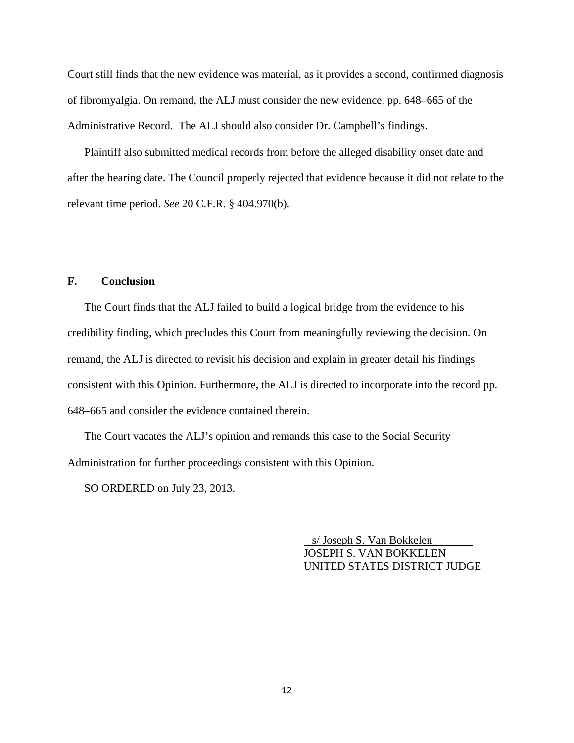Court still finds that the new evidence was material, as it provides a second, confirmed diagnosis of fibromyalgia. On remand, the ALJ must consider the new evidence, pp. 648–665 of the Administrative Record. The ALJ should also consider Dr. Campbell's findings.

Plaintiff also submitted medical records from before the alleged disability onset date and after the hearing date. The Council properly rejected that evidence because it did not relate to the relevant time period. *See* 20 C.F.R. § 404.970(b).

### F. Conclusion

The Court finds that the ALJ failed to build a logical bridge from the evidence to his credibility finding, which precludes this Court from meaningfully reviewing the decision. On remand, the ALJ is directed to revisit his decision and explain in greater detail his findings consistent with this Opinion. Furthermore, the ALJ is directed to incorporate into the record pp. 648–665 and consider the evidence contained therein.

The Court vacates the ALJ's opinion and remands this case to the Social Security Administration for further proceedings consistent with this Opinion.

SO ORDERED on July 23, 2013.

s/ Joseph S. Van Bokkelen
JOSEPH S. VAN BOKKELEN
UNITED STATES DISTRICT JUDGE